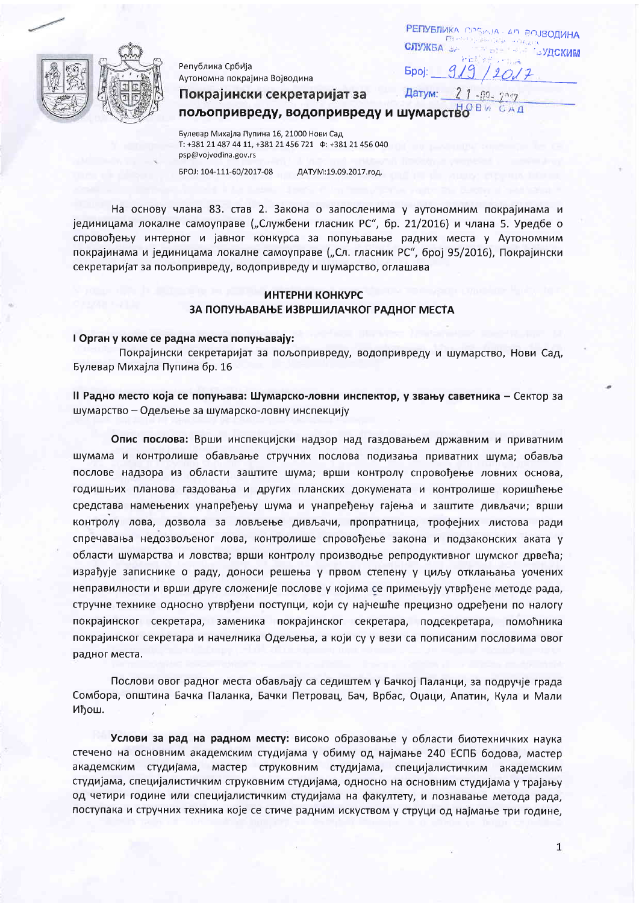Република Србија
Аутономна покрајина Војводина

**Покрајински секретаријат за пољопривреду, водопривреду и шумарство**

Булевар Михајла Пупина 16, 21000 Нови Сад
Т: +381 21 487 44 11, +381 21 456 721 Ф: +381 21 456 040
psp@vojvodina.gov.rs

БРОЈ: 104-111-60/2017-08 ДАТУМ:19.09.2017.год.

РЕПУБЛИКА СРБИЈА - АП ВОЈВОДИНА
СЛУЖБА ... УДСКИМ
Број: 919 / 2017
Датум: 21-09-2017
НОВИ САД

На основу члана 83. став 2. Закона о запосленима у аутономним покрајинама и јединицама локалне самоуправе („Службени гласник РС", бр. 21/2016) и члана 5. Уредбе о спровођењу интерног и јавног конкурса за попуњавање радних места у Аутономним покрајинама и јединицама локалне самоуправе („Сл. гласник РС", број 95/2016), Покрајински секретаријат за пољопривреду, водопривреду и шумарство, оглашава

## ИНТЕРНИ КОНКУРС ЗА ПОПУЊАВАЊЕ ИЗВРШИЛАЧКОГ РАДНОГ МЕСТА

**I Орган у коме се радна места попуњавају:**

Покрајински секретаријат за пољопривреду, водопривреду и шумарство, Нови Сад, Булевар Михајла Пупина бр. 16

**II Радно место која се попуњава: Шумарско-ловни инспектор, у звању саветника** – Сектор за шумарство – Одељење за шумарско-ловну инспекцију

**Опис послова:** Врши инспекцијски надзор над газдовањем државним и приватним шумама и контролише обављање стручних послова подизања приватних шума; обавља послове надзора из области заштите шума; врши контролу спровођење ловних основа, годишњих планова газдовања и других планских докумената и контролише коришћење средстава намењених унапређењу шума и унапређењу гајења и заштите дивљачи; врши контролу лова, дозвола за ловљење дивљачи, пропратница, трофејних листова ради спречавања недозвољеног лова, контролише спровођење закона и подзаконских аката у области шумарства и ловства; врши контролу производње репродуктивног шумског дрвећа; израђује записнике о раду, доноси решења у првом степену у циљу отклањања уочених неправилности и врши друге сложеније послове у којима се примењују утврђене методе рада, стручне технике односно утврђени поступци, који су најчешће прецизно одређени по налогу покрајинског секретара, заменика покрајинског секретара, подсекретара, помоћника покрајинског секретара и начелника Одељења, а који су у вези са пописаним пословима овог радног места.

Послови овог радног места обављају са седиштем у Бачкој Паланци, за подручје града Сомбора, општина Бачка Паланка, Бачки Петровац, Бач, Врбас, Оџаци, Апатин, Кула и Мали Иђош.

**Услови за рад на радном месту:** високо образовање у области биотехничких наука стечено на основним академским студијама у обиму од најмање 240 ЕСПБ бодова, мастер академским студијама, мастер струковним студијама, специјалистичким академским студијама, специјалистичким струковним студијама, односно на основним студијама у трајању од четири године или специјалистичким студијама на факултету, и познавање метода рада, поступака и стручних техника које се стиче радним искуством у струци од најмање три године,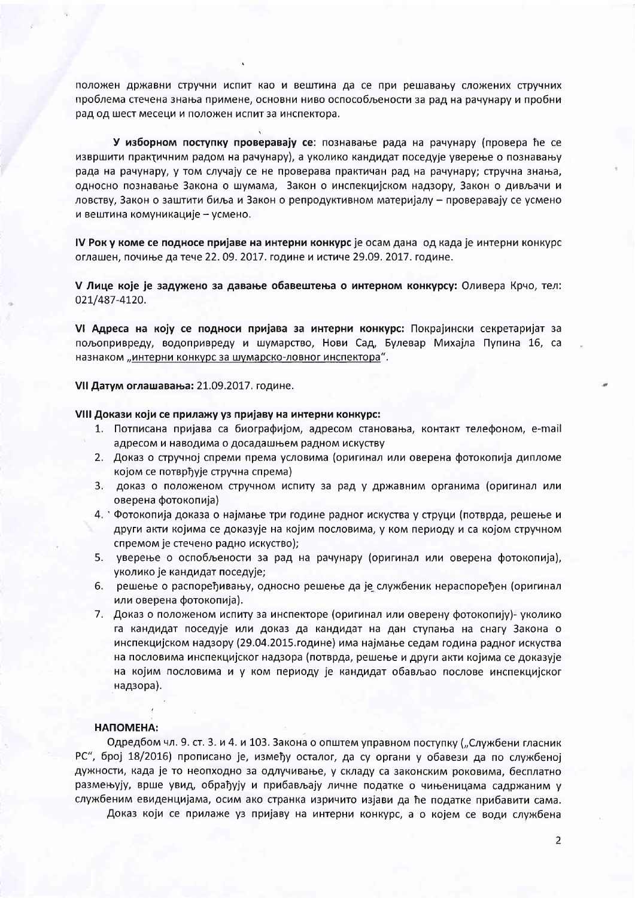положен државни стручни испит као и вештина да се при решавању сложених стручних проблема стечена знања примене, основни ниво оспособљености за рад на рачунару и пробни рад од шест месеци и положен испит за инспектора.

**У изборном поступку проверавају се**: познавање рада на рачунару (провера ће се извршити практичним радом на рачунару), а уколико кандидат поседује уверење о познавању рада на рачунару, у том случају се не проверава практичан рад на рачунару; стручна знања, односно познавање Закона о шумама, Закон о инспекцијском надзору, Закон о дивљачи и ловству, Закон о заштити биља и Закон о репродуктивном материјалу – проверавају се усмено и вештина комуникације – усмено.

**IV Рок у коме се подносе пријаве на интерни конкурс** је осам дана од када је интерни конкурс оглашен, почиње да тече 22. 09. 2017. године и истиче 29.09. 2017. године.

**V Лице које је задужено за давање обавештења о интерном конкурсу:** Оливера Крчо, тел: 021/487-4120.

**VI Адреса на коју се подноси пријава за интерни конкурс:** Покрајински секретаријат за пољопривреду, водопривреду и шумарство, Нови Сад, Булевар Михајла Пупина 16, са назнаком „интерни конкурс за шумарско-ловног инспектора".

**VII Датум оглашавања:** 21.09.2017. године.

**VIII Докази који се прилажу уз пријаву на интерни конкурс:**

1. Потписана пријава са биографијом, адресом становања, контакт телефоном, e-mail адресом и наводима о досадашњем радном искуству
2. Доказ о стручној спреми према условима (оригинал или оверена фотокопија дипломе којом се потврђује стручна спрема)
3. доказ о положеном стручном испиту за рад у државним органима (оригинал или оверена фотокопија)
4. Фотокопија доказа о најмање три године радног искуства у струци (потврда, решење и други акти којима се доказује на којим пословима, у ком периоду и са којом стручном спремом је стечено радно искуство);
5. уверење о оспобљености за рад на рачунару (оригинал или оверена фотокопија), уколико је кандидат поседује;
6. решење о распоређивању, односно решење да је службеник нераспоређен (оригинал или оверена фотокопија).
7. Доказ о положеном испиту за инспекторе (оригинал или оверену фотокопију)- уколико га кандидат поседује или доказ да кандидат на дан ступања на снагу Закона о инспекцијском надзору (29.04.2015.године) има најмање седам година радног искуства на пословима инспекцијског надзора (потврда, решење и други акти којима се доказује на којим пословима и у ком периоду је кандидат обављао послове инспекцијског надзора).

**НАПОМЕНА:**

Одредбом чл. 9. ст. 3. и 4. и 103. Закона о општем управном поступку („Службени гласник РС", број 18/2016) прописано је, између осталог, да су органи у обавези да по службеној дужности, када је то неопходно за одлучивање, у складу са законским роковима, бесплатно размењују, врше увид, обрађују и прибављају личне податке о чињеницама садржаним у службеним евиденцијама, осим ако странка изричито изјави да ће податке прибавити сама.

Доказ који се прилаже уз пријаву на интерни конкурс, а о којем се води службена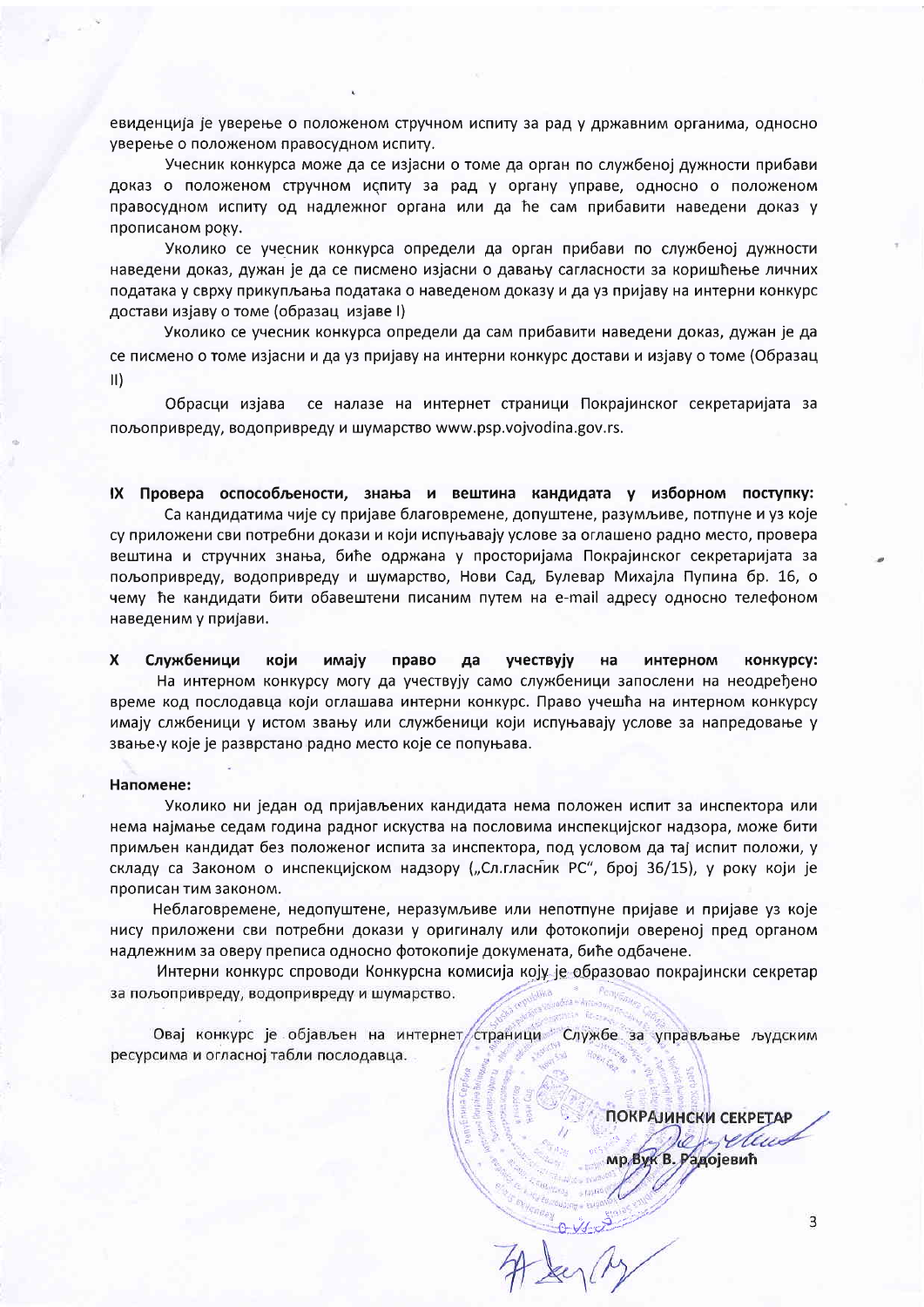евиденција је уверење о положеном стручном испиту за рад у државним органима, односно уверење о положеном правосудном испиту.

Учесник конкурса може да се изјасни о томе да орган по службеној дужности прибави доказ о положеном стручном испиту за рад у органу управе, односно о положеном правосудном испиту од надлежног органа или да ће сам прибавити наведени доказ у прописаном року.

Уколико се учесник конкурса определи да орган прибави по службеној дужности наведени доказ, дужан је да се писмено изјасни о давању сагласности за коришћење личних података у сврху прикупљања података о наведеном доказу и да уз пријаву на интерни конкурс достави изјаву о томе (образац изјаве I)

Уколико се учесник конкурса определи да сам прибавити наведени доказ, дужан је да се писмено о томе изјасни и да уз пријаву на интерни конкурс достави и изјаву о томе (Образац II)

Обрасци изјава се налазе на интернет страници Покрајинског секретаријата за пољопривреду, водопривреду и шумарство www.psp.vojvodina.gov.rs.

**IX Провера оспособљености, знања и вештина кандидата у изборном поступку:**

Са кандидатима чије су пријаве благовремене, допуштене, разумљиве, потпуне и уз које су приложени сви потребни докази и који испуњавају услове за оглашено радно место, провера вештина и стручних знања, биће одржана у просторијама Покрајинског секретаријата за пољопривреду, водопривреду и шумарство, Нови Сад, Булевар Михајла Пупина бр. 16, о чему ће кандидати бити обавештени писаним путем на e-mail адресу односно телефоном наведеним у пријави.

**X Службеници који имају право да учествују на интерном конкурсу:**

На интерном конкурсу могу да учествују само службеници запослени на неодређено време код послодавца који оглашава интерни конкурс. Право учешћа на интерном конкурсу имају слжбеници у истом звању или службеници који испуњавају услове за напредовање у звање у које је разврстано радно место које се попуњава.

**Напомене:**

Уколико ни један од пријављених кандидата нема положен испит за инспектора или нема најмање седам година радног искуства на пословима инспекцијског надзора, може бити примљен кандидат без положеног испита за инспектора, под условом да тај испит положи, у складу са Законом о инспекцијском надзору („Сл.гласник РС", број 36/15), у року који је прописан тим законом.

Неблаговремене, недопуштене, неразумљиве или непотпуне пријаве и пријаве уз које нису приложени сви потребни докази у оригиналу или фотокопији овереној пред органом надлежним за оверу преписа односно фотокопије докумената, биће одбачене.

Интерни конкурс спроводи Конкурсна комисија коју је образовао покрајински секретар за пољопривреду, водопривреду и шумарство.

Овај конкурс је објављен на интернет страници Службе за управљање људским ресурсима и огласној табли послодавца.

ПОКРАЈИНСКИ СЕКРЕТАР

мр Вук В. Радојевић